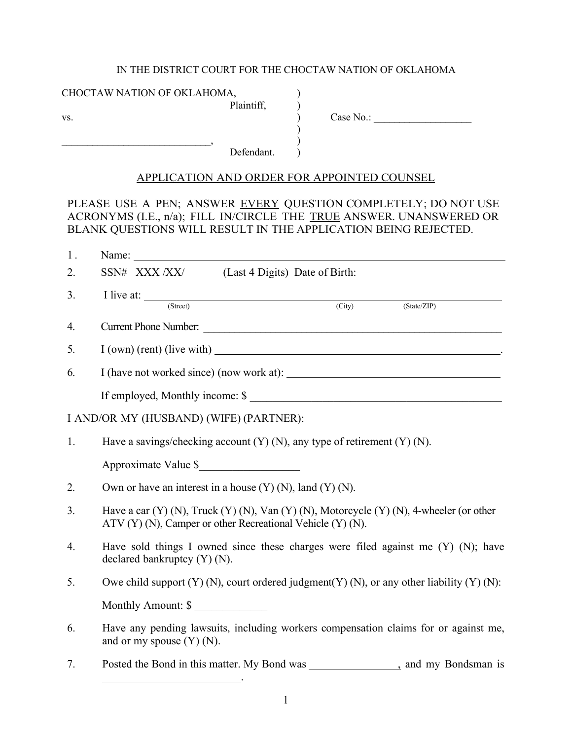IN THE DISTRICT COURT FOR THE CHOCTAW NATION OF OKLAHOMA

CHOCTAW NATION OF OKLAHOMA, )
Plaintiff, )
vs. ) Case No.: ___________________
)
____________________________, )
Defendant. )

## APPLICATION AND ORDER FOR APPOINTED COUNSEL

PLEASE USE A PEN; ANSWER EVERY QUESTION COMPLETELY; DO NOT USE ACRONYMS (I.E., n/a); FILL IN/CIRCLE THE TRUE ANSWER. UNANSWERED OR BLANK QUESTIONS WILL RESULT IN THE APPLICATION BEING REJECTED.

1. Name: ____________________________________________________________

2. SSN# XXX /XX/_______(Last 4 Digits) Date of Birth: ___________________________

3. I live at: ____________________________________________________________
(Street) (City) (State/ZIP)

4. Current Phone Number: ____________________________________________________________

5. I (own) (rent) (live with) ____________________________________________________.

6. I (have not worked since) (now work at): ________________________________________

   If employed, Monthly income: $ ____________________________________________

I AND/OR MY (HUSBAND) (WIFE) (PARTNER):

1. Have a savings/checking account (Y) (N), any type of retirement (Y) (N).

   Approximate Value $__________________

2. Own or have an interest in a house (Y) (N), land (Y) (N).

3. Have a car (Y) (N), Truck (Y) (N), Van (Y) (N), Motorcycle (Y) (N), 4-wheeler (or other ATV (Y) (N), Camper or other Recreational Vehicle (Y) (N).

4. Have sold things I owned since these charges were filed against me (Y) (N); have declared bankruptcy (Y) (N).

5. Owe child support (Y) (N), court ordered judgment(Y) (N), or any other liability (Y) (N):

   Monthly Amount: $ _____________

6. Have any pending lawsuits, including workers compensation claims for or against me, and or my spouse (Y) (N).

7. Posted the Bond in this matter. My Bond was ________________, and my Bondsman is __________________________.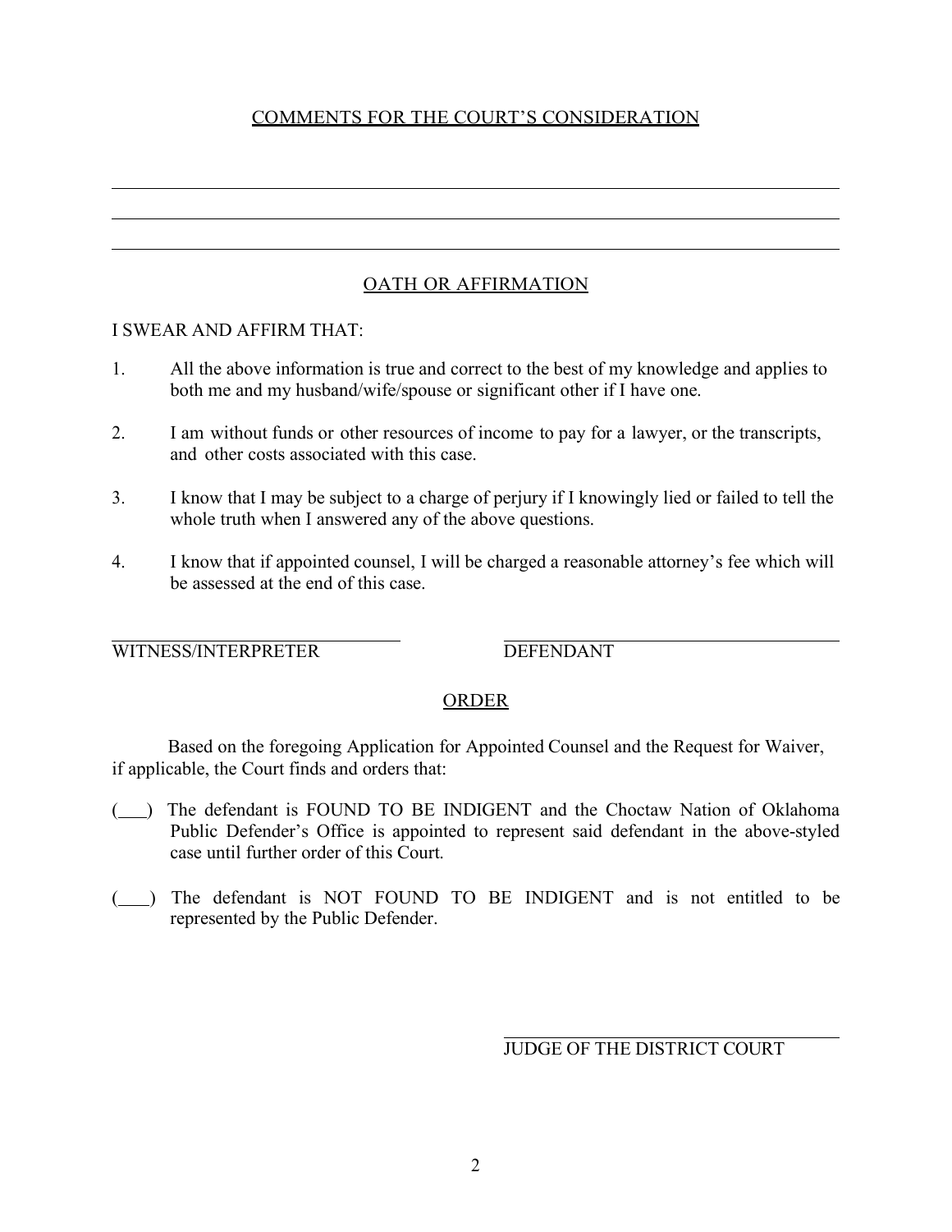## COMMENTS FOR THE COURT'S CONSIDERATION

______________________________________________________________________________

______________________________________________________________________________

______________________________________________________________________________

## OATH OR AFFIRMATION

I SWEAR AND AFFIRM THAT:

1. All the above information is true and correct to the best of my knowledge and applies to both me and my husband/wife/spouse or significant other if I have one.

2. I am without funds or other resources of income to pay for a lawyer, or the transcripts, and other costs associated with this case.

3. I know that I may be subject to a charge of perjury if I knowingly lied or failed to tell the whole truth when I answered any of the above questions.

4. I know that if appointed counsel, I will be charged a reasonable attorney's fee which will be assessed at the end of this case.

______________________________ ______________________________
WITNESS/INTERPRETER DEFENDANT

## ORDER

Based on the foregoing Application for Appointed Counsel and the Request for Waiver, if applicable, the Court finds and orders that:

(___) The defendant is FOUND TO BE INDIGENT and the Choctaw Nation of Oklahoma Public Defender's Office is appointed to represent said defendant in the above-styled case until further order of this Court.

(___) The defendant is NOT FOUND TO BE INDIGENT and is not entitled to be represented by the Public Defender.

______________________________
JUDGE OF THE DISTRICT COURT